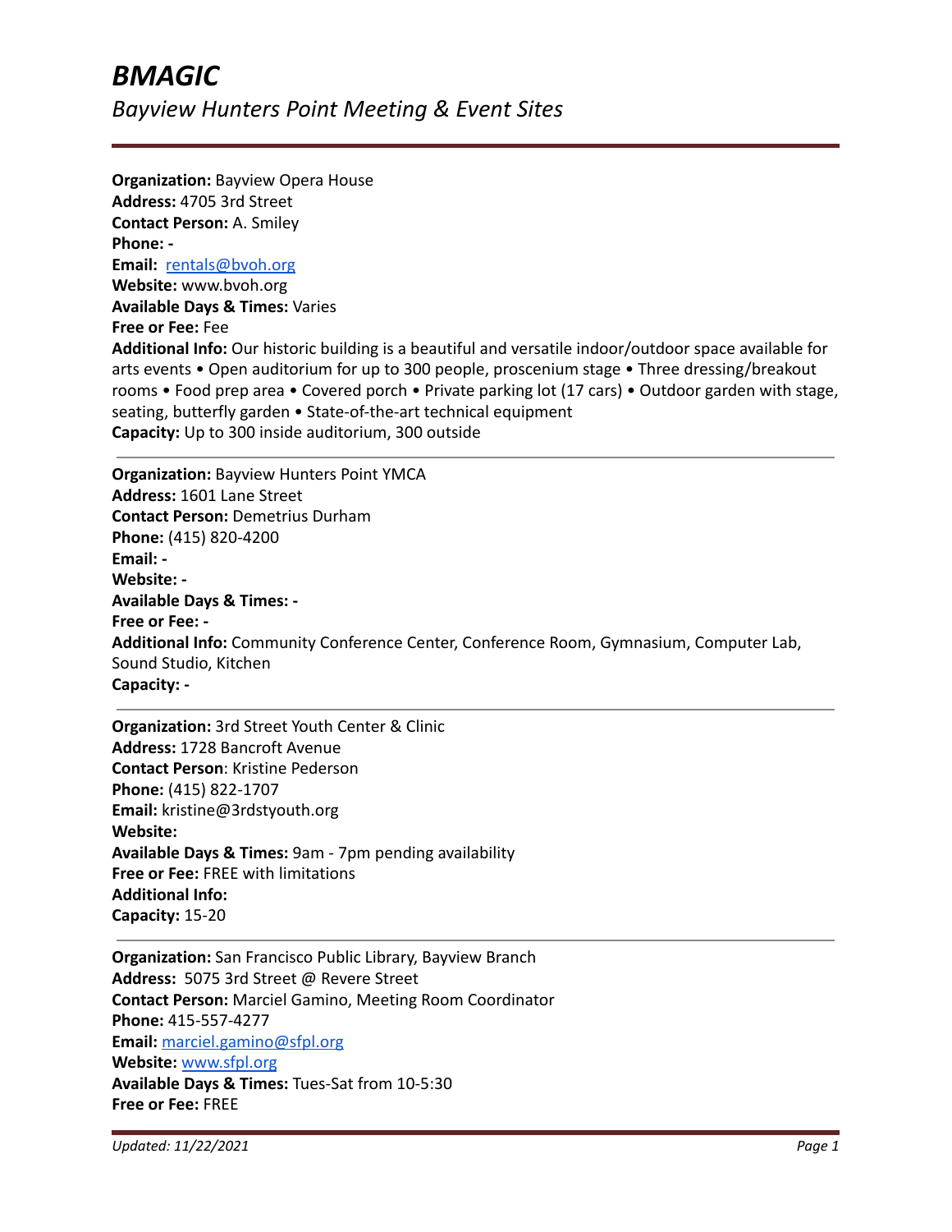# BMAGIC

## *Bayview Hunters Point Meeting & Event Sites*

---

**Organization:** Bayview Opera House
**Address:** 4705 3rd Street
**Contact Person:** A. Smiley
**Phone:** -
**Email:** rentals@bvoh.org
**Website:** www.bvoh.org
**Available Days & Times:** Varies
**Free or Fee:** Fee
**Additional Info:** Our historic building is a beautiful and versatile indoor/outdoor space available for arts events • Open auditorium for up to 300 people, proscenium stage • Three dressing/breakout rooms • Food prep area • Covered porch • Private parking lot (17 cars) • Outdoor garden with stage, seating, butterfly garden • State-of-the-art technical equipment
**Capacity:** Up to 300 inside auditorium, 300 outside

---

**Organization:** Bayview Hunters Point YMCA
**Address:** 1601 Lane Street
**Contact Person:** Demetrius Durham
**Phone:** (415) 820-4200
**Email:** -
**Website:** -
**Available Days & Times:** -
**Free or Fee:** -
**Additional Info:** Community Conference Center, Conference Room, Gymnasium, Computer Lab, Sound Studio, Kitchen
**Capacity:** -

---

**Organization:** 3rd Street Youth Center & Clinic
**Address:** 1728 Bancroft Avenue
**Contact Person**: Kristine Pederson
**Phone:** (415) 822-1707
**Email:** kristine@3rdstyouth.org
**Website:**
**Available Days & Times:** 9am - 7pm pending availability
**Free or Fee:** FREE with limitations
**Additional Info:**
**Capacity:** 15-20

---

**Organization:** San Francisco Public Library, Bayview Branch
**Address:** 5075 3rd Street @ Revere Street
**Contact Person:** Marciel Gamino, Meeting Room Coordinator
**Phone:** 415-557-4277
**Email:** marciel.gamino@sfpl.org
**Website:** www.sfpl.org
**Available Days & Times:** Tues-Sat from 10-5:30
**Free or Fee:** FREE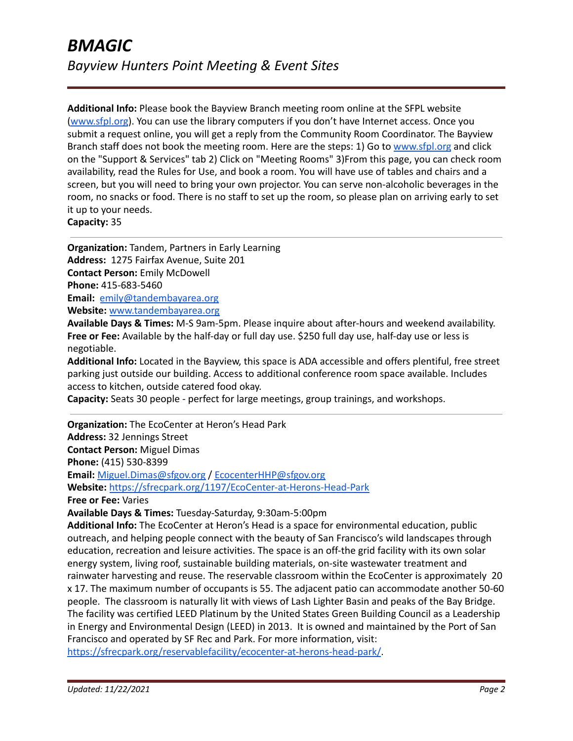**Additional Info:** Please book the Bayview Branch meeting room online at the SFPL website (www.sfpl.org). You can use the library computers if you don't have Internet access. Once you submit a request online, you will get a reply from the Community Room Coordinator. The Bayview Branch staff does not book the meeting room. Here are the steps: 1) Go to www.sfpl.org and click on the "Support & Services" tab 2) Click on "Meeting Rooms" 3)From this page, you can check room availability, read the Rules for Use, and book a room. You will have use of tables and chairs and a screen, but you will need to bring your own projector. You can serve non-alcoholic beverages in the room, no snacks or food. There is no staff to set up the room, so please plan on arriving early to set it up to your needs.
**Capacity:** 35

---

**Organization:** Tandem, Partners in Early Learning
**Address:** 1275 Fairfax Avenue, Suite 201
**Contact Person:** Emily McDowell
**Phone:** 415-683-5460
**Email:** emily@tandembayarea.org
**Website:** www.tandembayarea.org
**Available Days & Times:** M-S 9am-5pm. Please inquire about after-hours and weekend availability.
**Free or Fee:** Available by the half-day or full day use. $250 full day use, half-day use or less is negotiable.
**Additional Info:** Located in the Bayview, this space is ADA accessible and offers plentiful, free street parking just outside our building. Access to additional conference room space available. Includes access to kitchen, outside catered food okay.
**Capacity:** Seats 30 people - perfect for large meetings, group trainings, and workshops.

---

**Organization:** The EcoCenter at Heron's Head Park
**Address:** 32 Jennings Street
**Contact Person:** Miguel Dimas
**Phone:** (415) 530-8399
**Email:** Miguel.Dimas@sfgov.org / EcocenterHHP@sfgov.org
**Website:** https://sfrecpark.org/1197/EcoCenter-at-Herons-Head-Park
**Free or Fee:** Varies
**Available Days & Times:** Tuesday-Saturday, 9:30am-5:00pm
**Additional Info:** The EcoCenter at Heron's Head is a space for environmental education, public outreach, and helping people connect with the beauty of San Francisco's wild landscapes through education, recreation and leisure activities. The space is an off-the grid facility with its own solar energy system, living roof, sustainable building materials, on-site wastewater treatment and rainwater harvesting and reuse. The reservable classroom within the EcoCenter is approximately 20 x 17. The maximum number of occupants is 55. The adjacent patio can accommodate another 50-60 people. The classroom is naturally lit with views of Lash Lighter Basin and peaks of the Bay Bridge. The facility was certified LEED Platinum by the United States Green Building Council as a Leadership in Energy and Environmental Design (LEED) in 2013. It is owned and maintained by the Port of San Francisco and operated by SF Rec and Park. For more information, visit: https://sfrecpark.org/reservablefacility/ecocenter-at-herons-head-park/.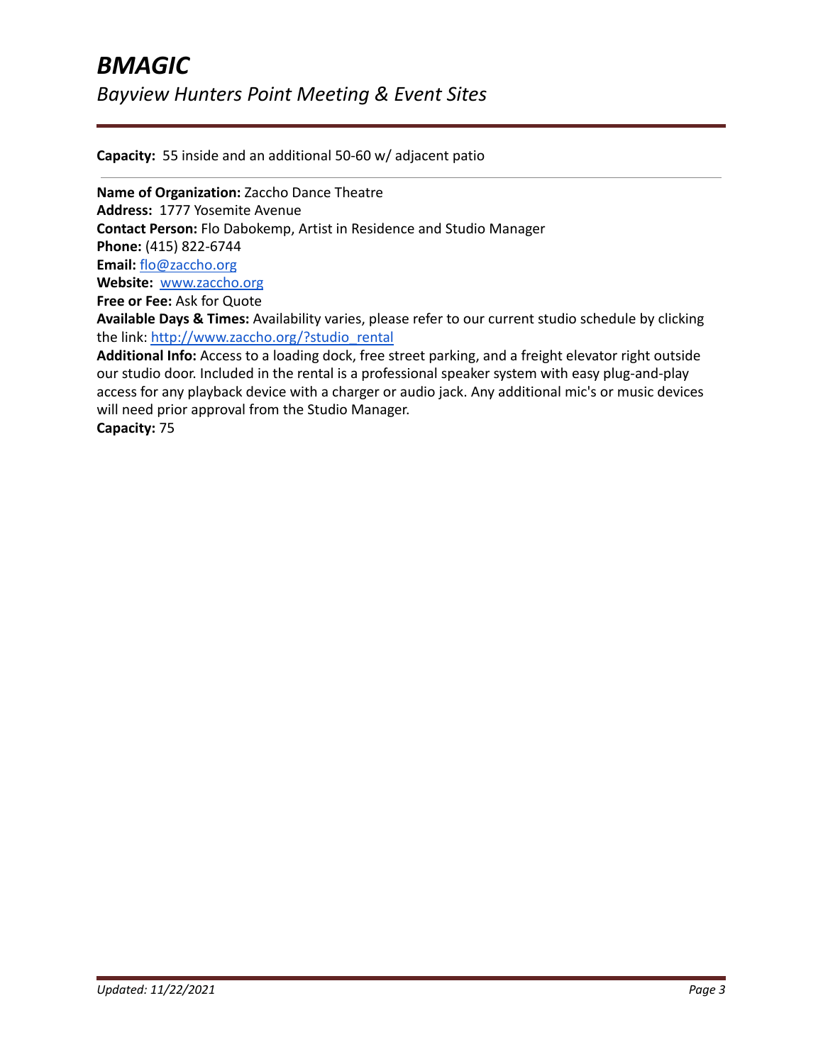**Capacity:** 55 inside and an additional 50-60 w/ adjacent patio

---

**Name of Organization:** Zaccho Dance Theatre
**Address:** 1777 Yosemite Avenue
**Contact Person:** Flo Dabokemp, Artist in Residence and Studio Manager
**Phone:** (415) 822-6744
**Email:** flo@zaccho.org
**Website:** www.zaccho.org
**Free or Fee:** Ask for Quote
**Available Days & Times:** Availability varies, please refer to our current studio schedule by clicking the link: http://www.zaccho.org/?studio_rental
**Additional Info:** Access to a loading dock, free street parking, and a freight elevator right outside our studio door. Included in the rental is a professional speaker system with easy plug-and-play access for any playback device with a charger or audio jack. Any additional mic's or music devices will need prior approval from the Studio Manager.
**Capacity:** 75